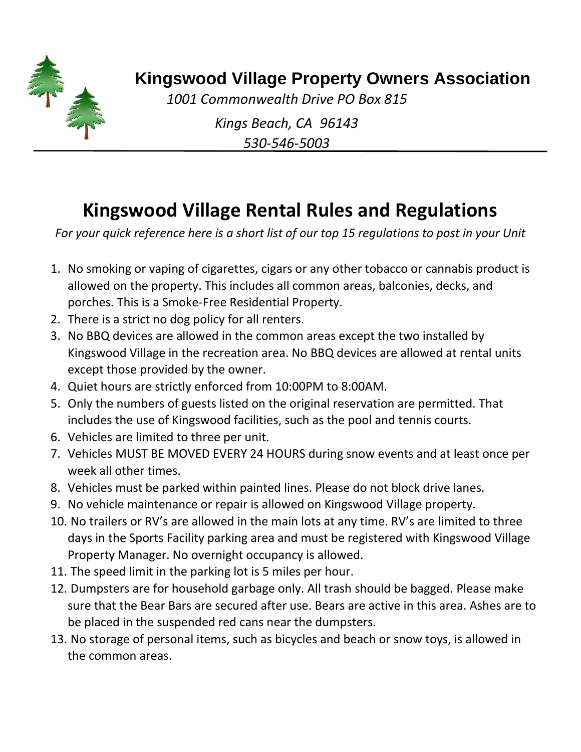# Kingswood Village Property Owners Association

*1001 Commonwealth Drive PO Box 815*

*Kings Beach, CA 96143*

*530-546-5003*

## Kingswood Village Rental Rules and Regulations

*For your quick reference here is a short list of our top 15 regulations to post in your Unit*

1. No smoking or vaping of cigarettes, cigars or any other tobacco or cannabis product is allowed on the property. This includes all common areas, balconies, decks, and porches. This is a Smoke-Free Residential Property.
2. There is a strict no dog policy for all renters.
3. No BBQ devices are allowed in the common areas except the two installed by Kingswood Village in the recreation area. No BBQ devices are allowed at rental units except those provided by the owner.
4. Quiet hours are strictly enforced from 10:00PM to 8:00AM.
5. Only the numbers of guests listed on the original reservation are permitted. That includes the use of Kingswood facilities, such as the pool and tennis courts.
6. Vehicles are limited to three per unit.
7. Vehicles MUST BE MOVED EVERY 24 HOURS during snow events and at least once per week all other times.
8. Vehicles must be parked within painted lines. Please do not block drive lanes.
9. No vehicle maintenance or repair is allowed on Kingswood Village property.
10. No trailers or RV's are allowed in the main lots at any time. RV's are limited to three days in the Sports Facility parking area and must be registered with Kingswood Village Property Manager. No overnight occupancy is allowed.
11. The speed limit in the parking lot is 5 miles per hour.
12. Dumpsters are for household garbage only. All trash should be bagged. Please make sure that the Bear Bars are secured after use. Bears are active in this area. Ashes are to be placed in the suspended red cans near the dumpsters.
13. No storage of personal items, such as bicycles and beach or snow toys, is allowed in the common areas.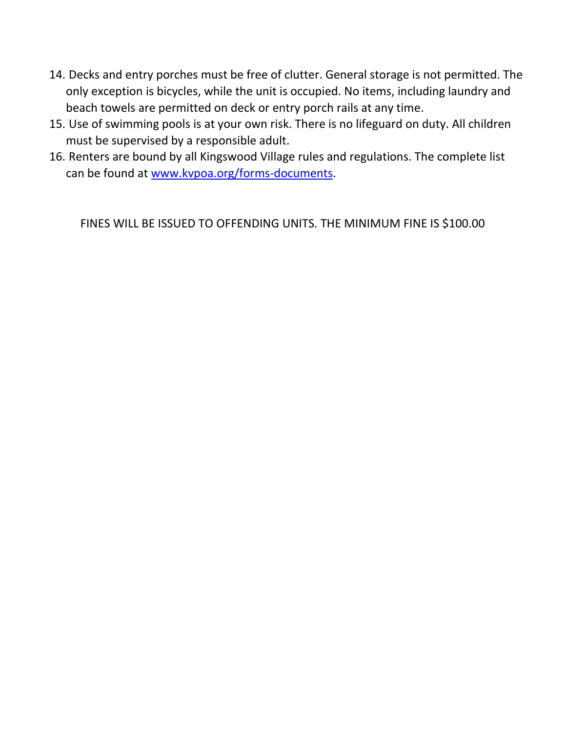14. Decks and entry porches must be free of clutter. General storage is not permitted. The only exception is bicycles, while the unit is occupied. No items, including laundry and beach towels are permitted on deck or entry porch rails at any time.
15. Use of swimming pools is at your own risk. There is no lifeguard on duty. All children must be supervised by a responsible adult.
16. Renters are bound by all Kingswood Village rules and regulations. The complete list can be found at [www.kvpoa.org/forms-documents](http://www.kvpoa.org/forms-documents).

FINES WILL BE ISSUED TO OFFENDING UNITS. THE MINIMUM FINE IS $100.00